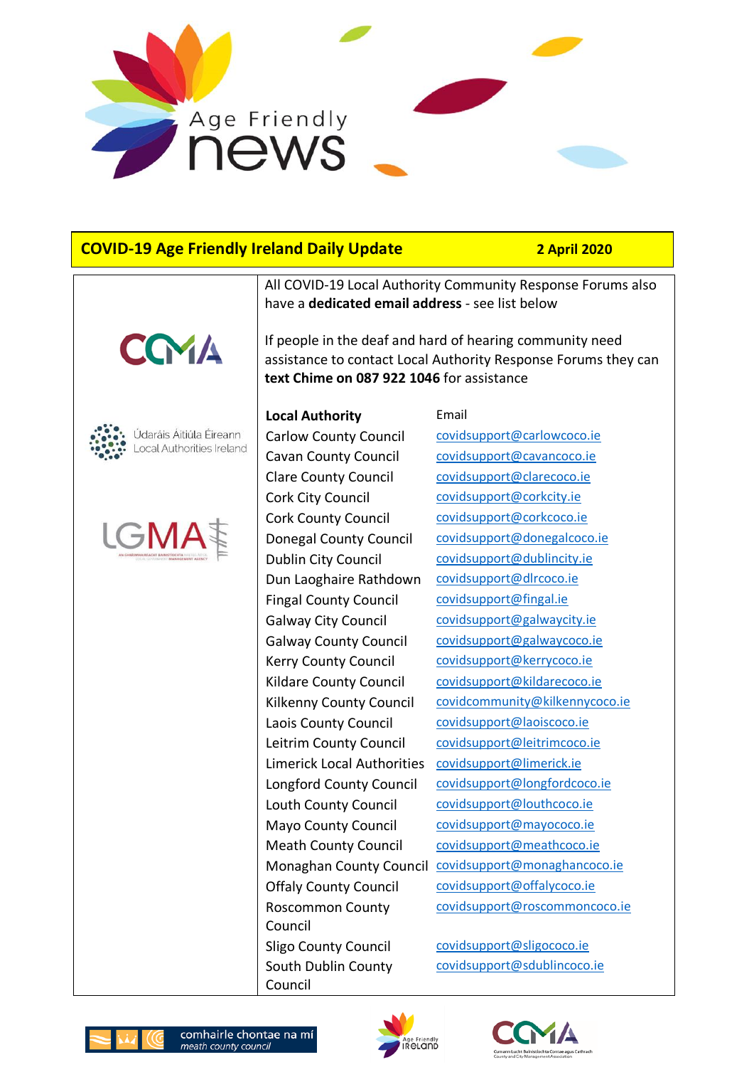Age Friendly news

## COVID-19 Age Friendly Ireland Daily Update — 2 April 2020

All COVID-19 Local Authority Community Response Forums also have a **dedicated email address** - see list below

If people in the deaf and hard of hearing community need assistance to contact Local Authority Response Forums they can **text Chime on 087 922 1046** for assistance

| **Local Authority** | Email |
| --- | --- |
| Carlow County Council | covidsupport@carlowcoco.ie |
| Cavan County Council | covidsupport@cavancoco.ie |
| Clare County Council | covidsupport@clarecoco.ie |
| Cork City Council | covidsupport@corkcity.ie |
| Cork County Council | covidsupport@corkcoco.ie |
| Donegal County Council | covidsupport@donegalcoco.ie |
| Dublin City Council | covidsupport@dublincity.ie |
| Dun Laoghaire Rathdown | covidsupport@dlrcoco.ie |
| Fingal County Council | covidsupport@fingal.ie |
| Galway City Council | covidsupport@galwaycity.ie |
| Galway County Council | covidsupport@galwaycoco.ie |
| Kerry County Council | covidsupport@kerrycoco.ie |
| Kildare County Council | covidsupport@kildarecoco.ie |
| Kilkenny County Council | covidcommunity@kilkennycoco.ie |
| Laois County Council | covidsupport@laoiscoco.ie |
| Leitrim County Council | covidsupport@leitrimcoco.ie |
| Limerick Local Authorities | covidsupport@limerick.ie |
| Longford County Council | covidsupport@longfordcoco.ie |
| Louth County Council | covidsupport@louthcoco.ie |
| Mayo County Council | covidsupport@mayococo.ie |
| Meath County Council | covidsupport@meathcoco.ie |
| Monaghan County Council | covidsupport@monaghancoco.ie |
| Offaly County Council | covidsupport@offalycoco.ie |
| Roscommon County Council | covidsupport@roscommoncoco.ie |
| Sligo County Council | covidsupport@sligococo.ie |
| South Dublin County Council | covidsupport@sdublincoco.ie |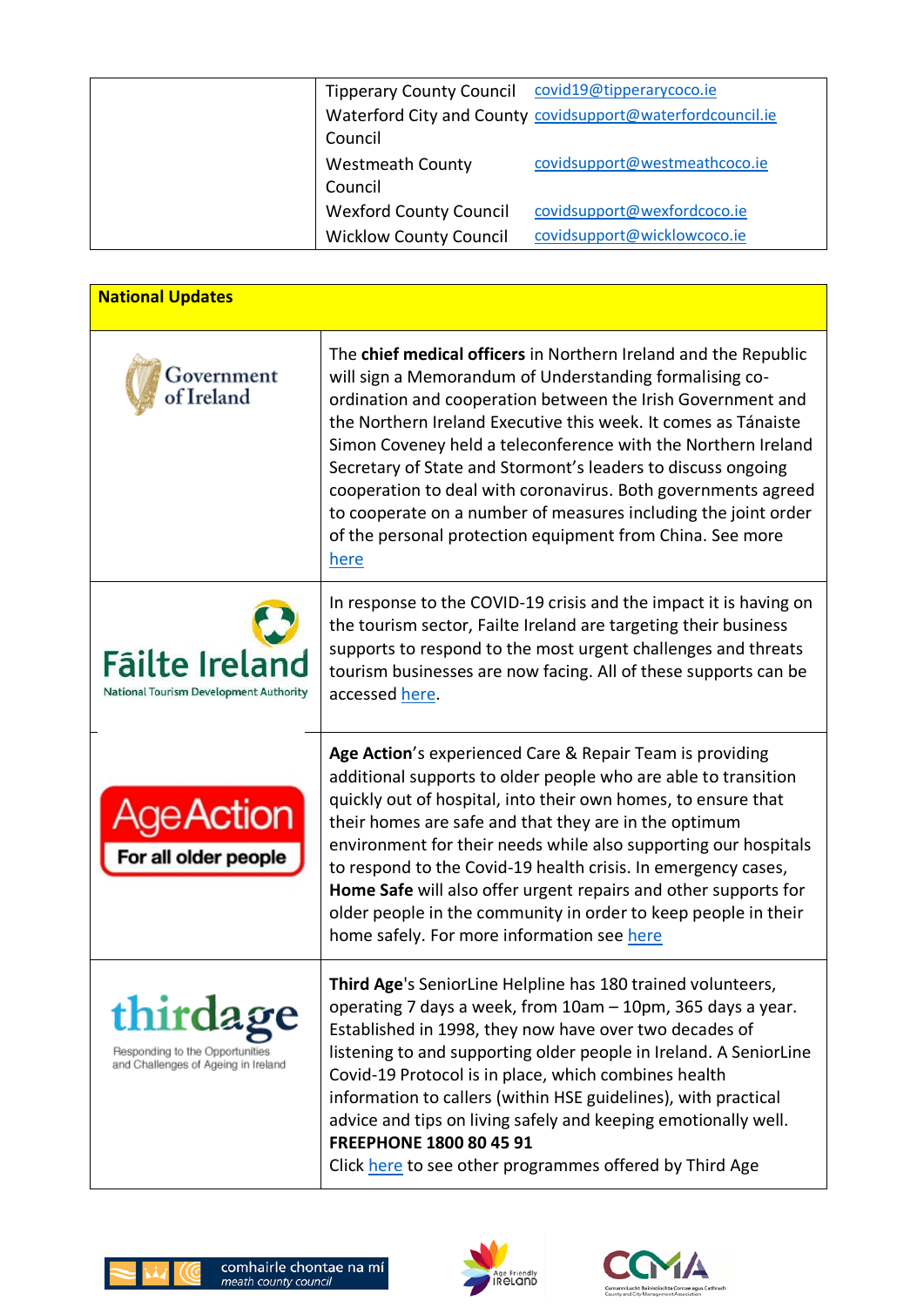| | | |
|---|---|---|
| | Tipperary County Council | covid19@tipperarycoco.ie |
| | Waterford City and County Council | covidsupport@waterfordcouncil.ie |
| | Westmeath County Council | covidsupport@westmeathcoco.ie |
| | Wexford County Council | covidsupport@wexfordcoco.ie |
| | Wicklow County Council | covidsupport@wicklowcoco.ie |

| **National Updates** | |
|---|---|
| Government of Ireland | The **chief medical officers** in Northern Ireland and the Republic will sign a Memorandum of Understanding formalising co-ordination and cooperation between the Irish Government and the Northern Ireland Executive this week. It comes as Tánaiste Simon Coveney held a teleconference with the Northern Ireland Secretary of State and Stormont's leaders to discuss ongoing cooperation to deal with coronavirus. Both governments agreed to cooperate on a number of measures including the joint order of the personal protection equipment from China. See more here |
| Fāilte Ireland National Tourism Development Authority | In response to the COVID-19 crisis and the impact it is having on the tourism sector, Failte Ireland are targeting their business supports to respond to the most urgent challenges and threats tourism businesses are now facing. All of these supports can be accessed here. |
| AgeAction For all older people | **Age Action**'s experienced Care & Repair Team is providing additional supports to older people who are able to transition quickly out of hospital, into their own homes, to ensure that their homes are safe and that they are in the optimum environment for their needs while also supporting our hospitals to respond to the Covid-19 health crisis. In emergency cases, **Home Safe** will also offer urgent repairs and other supports for older people in the community in order to keep people in their home safely. For more information see here |
| thirdage Responding to the Opportunities and Challenges of Ageing in Ireland | **Third Age**'s SeniorLine Helpline has 180 trained volunteers, operating 7 days a week, from 10am – 10pm, 365 days a year. Established in 1998, they now have over two decades of listening to and supporting older people in Ireland. A SeniorLine Covid-19 Protocol is in place, which combines health information to callers (within HSE guidelines), with practical advice and tips on living safely and keeping emotionally well. **FREEPHONE 1800 80 45 91** Click here to see other programmes offered by Third Age |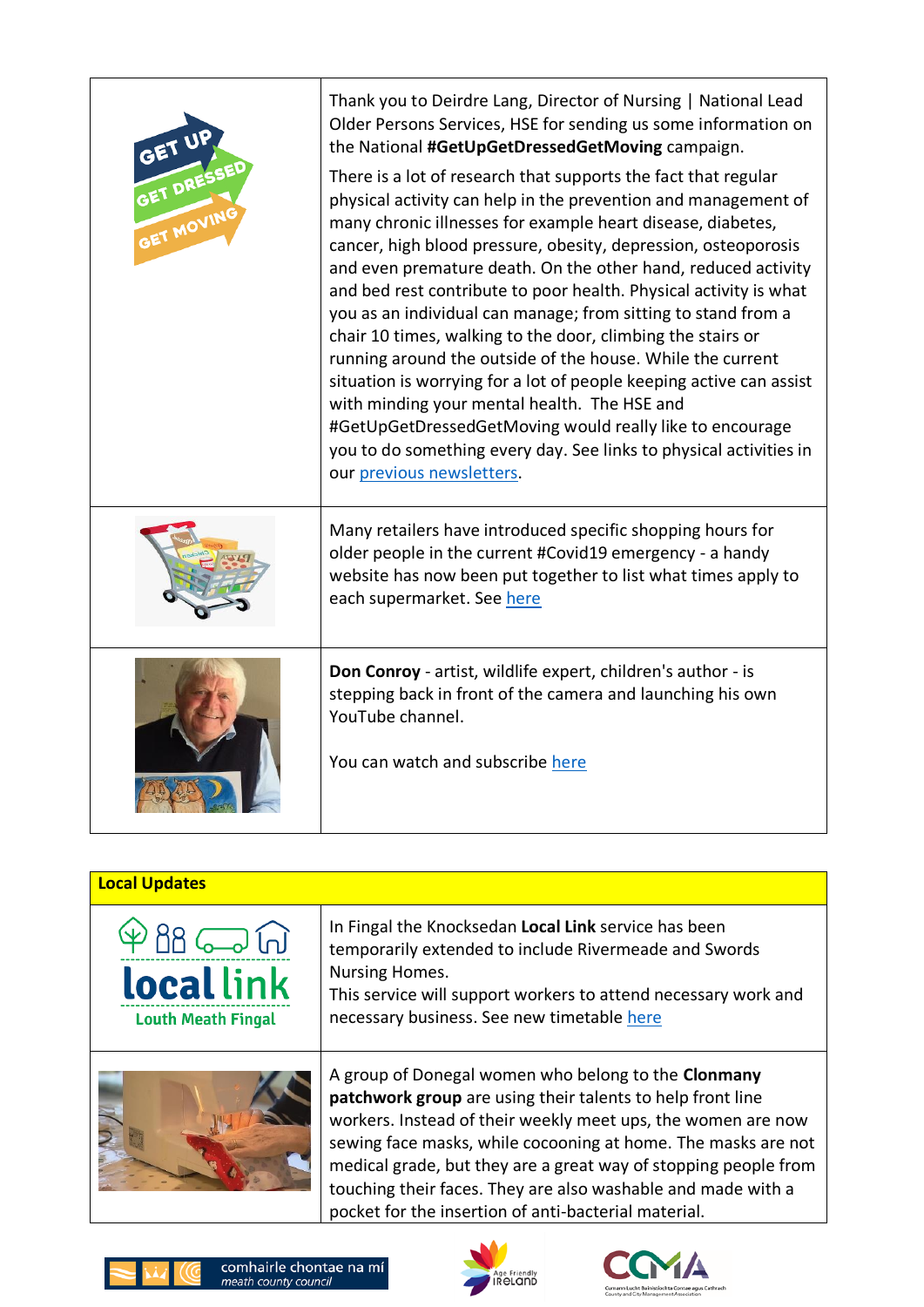Thank you to Deirdre Lang, Director of Nursing | National Lead Older Persons Services, HSE for sending us some information on the National **#GetUpGetDressedGetMoving** campaign.

There is a lot of research that supports the fact that regular physical activity can help in the prevention and management of many chronic illnesses for example heart disease, diabetes, cancer, high blood pressure, obesity, depression, osteoporosis and even premature death. On the other hand, reduced activity and bed rest contribute to poor health. Physical activity is what you as an individual can manage; from sitting to stand from a chair 10 times, walking to the door, climbing the stairs or running around the outside of the house. While the current situation is worrying for a lot of people keeping active can assist with minding your mental health. The HSE and #GetUpGetDressedGetMoving would really like to encourage you to do something every day. See links to physical activities in our previous newsletters.

Many retailers have introduced specific shopping hours for older people in the current #Covid19 emergency - a handy website has now been put together to list what times apply to each supermarket. See here

**Don Conroy** - artist, wildlife expert, children's author - is stepping back in front of the camera and launching his own YouTube channel.

You can watch and subscribe here

## Local Updates

In Fingal the Knocksedan **Local Link** service has been temporarily extended to include Rivermeade and Swords Nursing Homes.
This service will support workers to attend necessary work and necessary business. See new timetable here

A group of Donegal women who belong to the **Clonmany patchwork group** are using their talents to help front line workers. Instead of their weekly meet ups, the women are now sewing face masks, while cocooning at home. The masks are not medical grade, but they are a great way of stopping people from touching their faces. They are also washable and made with a pocket for the insertion of anti-bacterial material.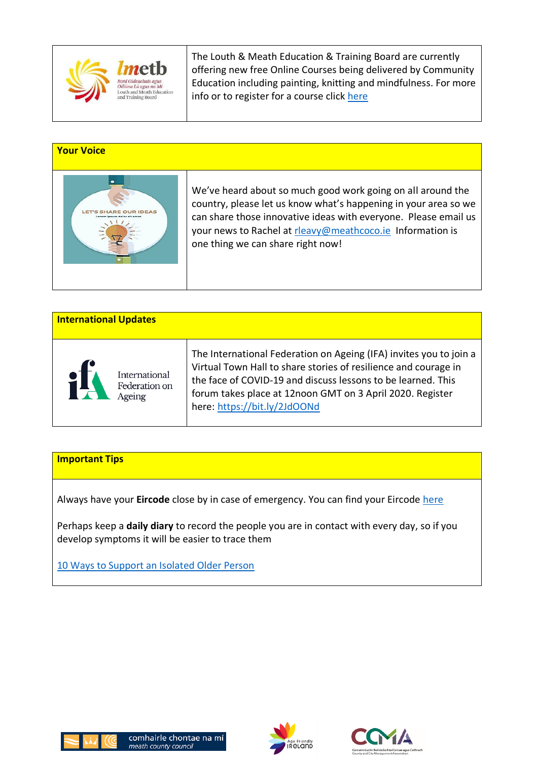The Louth & Meath Education & Training Board are currently offering new free Online Courses being delivered by Community Education including painting, knitting and mindfulness. For more info or to register for a course click here

## Your Voice

We've heard about so much good work going on all around the country, please let us know what's happening in your area so we can share those innovative ideas with everyone. Please email us your news to Rachel at rleavy@meathcoco.ie Information is one thing we can share right now!

## International Updates

The International Federation on Ageing (IFA) invites you to join a Virtual Town Hall to share stories of resilience and courage in the face of COVID-19 and discuss lessons to be learned. This forum takes place at 12noon GMT on 3 April 2020. Register here: https://bit.ly/2JdOONd

## Important Tips

Always have your **Eircode** close by in case of emergency. You can find your Eircode here

Perhaps keep a **daily diary** to record the people you are in contact with every day, so if you develop symptoms it will be easier to trace them

10 Ways to Support an Isolated Older Person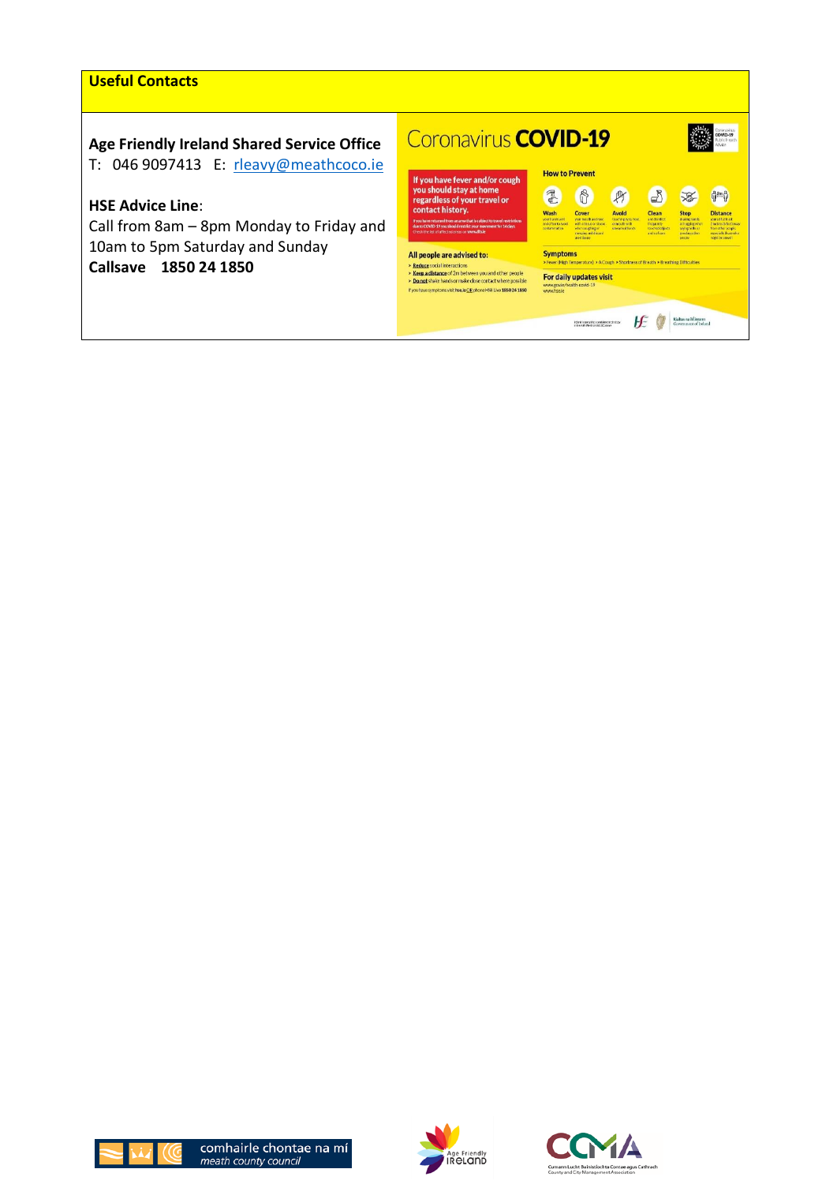## Useful Contacts

**Age Friendly Ireland Shared Service Office**
T: 046 9097413 E: rleavy@meathcoco.ie

**HSE Advice Line**:
Call from 8am – 8pm Monday to Friday and 10am to 5pm Saturday and Sunday
**Callsave 1850 24 1850**

Coronavirus **COVID-19**

If you have fever and/or cough you should stay at home regardless of your travel or contact history.

**All people are advised to:**
- Reduce social interactions
- Keep a distance of 2m between you and other people
- Do not shake hands or make close contact where possible

**How to Prevent**

Wash · Cover · Avoid · Clean · Stop · Distance

**Symptoms**
- Fever (High Temperature) › A Cough › Shortness of Breath › Breathing Difficulties

**For daily updates visit**
www.gov.ie/health-covid-19
www.hse.ie